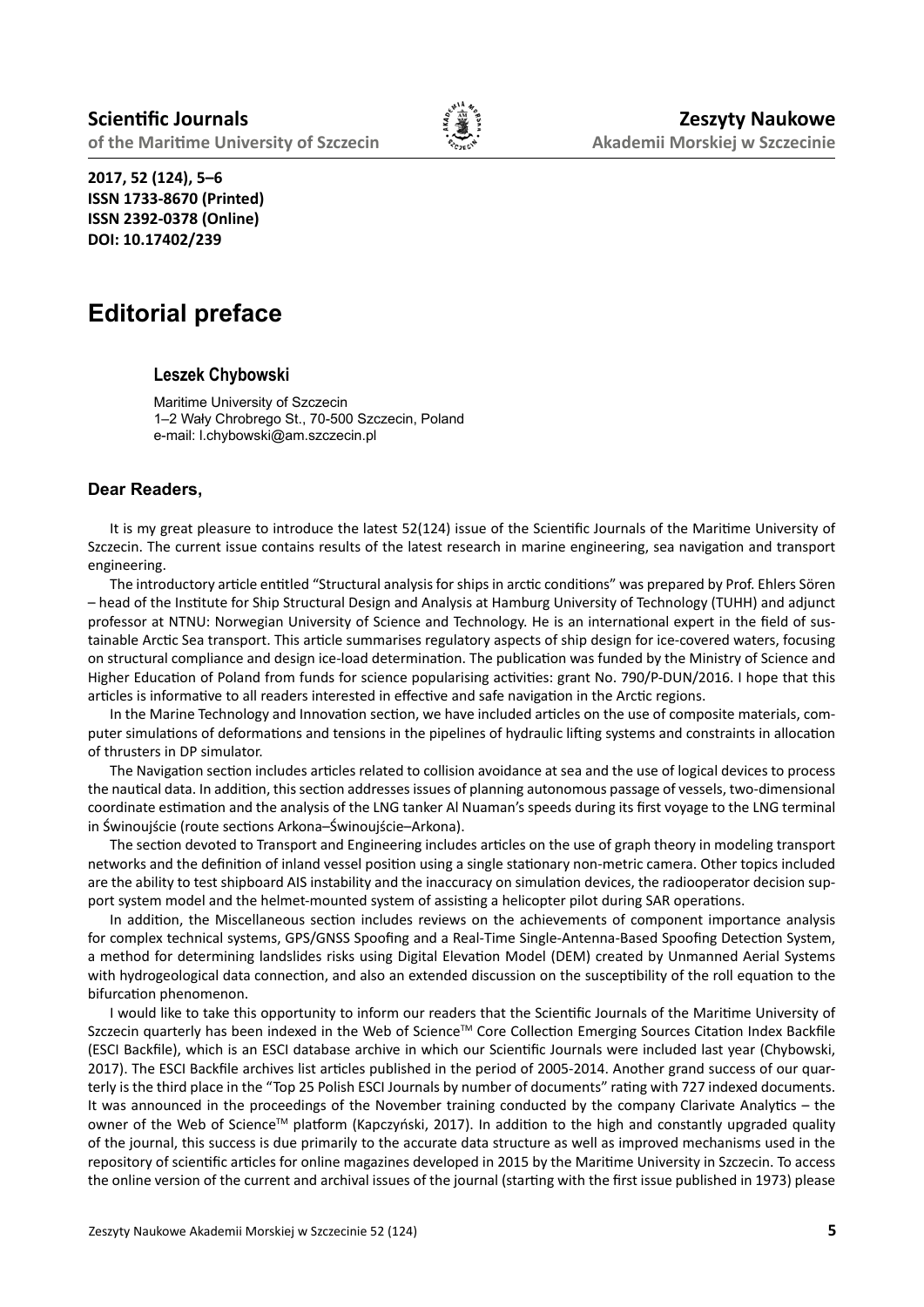**2017, 52 (124), 5–6**
**ISSN 1733-8670 (Printed)**
**ISSN 2392-0378 (Online)**
**DOI: 10.17402/239**

# Editorial preface

## Leszek Chybowski

Maritime University of Szczecin
1–2 Wały Chrobrego St., 70-500 Szczecin, Poland
e-mail: l.chybowski@am.szczecin.pl

### Dear Readers,

It is my great pleasure to introduce the latest 52(124) issue of the Scientific Journals of the Maritime University of Szczecin. The current issue contains results of the latest research in marine engineering, sea navigation and transport engineering.

The introductory article entitled "Structural analysis for ships in arctic conditions" was prepared by Prof. Ehlers Sören – head of the Institute for Ship Structural Design and Analysis at Hamburg University of Technology (TUHH) and adjunct professor at NTNU: Norwegian University of Science and Technology. He is an international expert in the field of sustainable Arctic Sea transport. This article summarises regulatory aspects of ship design for ice-covered waters, focusing on structural compliance and design ice-load determination. The publication was funded by the Ministry of Science and Higher Education of Poland from funds for science popularising activities: grant No. 790/P-DUN/2016. I hope that this articles is informative to all readers interested in effective and safe navigation in the Arctic regions.

In the Marine Technology and Innovation section, we have included articles on the use of composite materials, computer simulations of deformations and tensions in the pipelines of hydraulic lifting systems and constraints in allocation of thrusters in DP simulator.

The Navigation section includes articles related to collision avoidance at sea and the use of logical devices to process the nautical data. In addition, this section addresses issues of planning autonomous passage of vessels, two-dimensional coordinate estimation and the analysis of the LNG tanker Al Nuaman's speeds during its first voyage to the LNG terminal in Świnoujście (route sections Arkona–Świnoujście–Arkona).

The section devoted to Transport and Engineering includes articles on the use of graph theory in modeling transport networks and the definition of inland vessel position using a single stationary non-metric camera. Other topics included are the ability to test shipboard AIS instability and the inaccuracy on simulation devices, the radiooperator decision support system model and the helmet-mounted system of assisting a helicopter pilot during SAR operations.

In addition, the Miscellaneous section includes reviews on the achievements of component importance analysis for complex technical systems, GPS/GNSS Spoofing and a Real-Time Single-Antenna-Based Spoofing Detection System, a method for determining landslides risks using Digital Elevation Model (DEM) created by Unmanned Aerial Systems with hydrogeological data connection, and also an extended discussion on the susceptibility of the roll equation to the bifurcation phenomenon.

I would like to take this opportunity to inform our readers that the Scientific Journals of the Maritime University of Szczecin quarterly has been indexed in the Web of Science™ Core Collection Emerging Sources Citation Index Backfile (ESCI Backfile), which is an ESCI database archive in which our Scientific Journals were included last year (Chybowski, 2017). The ESCI Backfile archives list articles published in the period of 2005-2014. Another grand success of our quarterly is the third place in the "Top 25 Polish ESCI Journals by number of documents" rating with 727 indexed documents. It was announced in the proceedings of the November training conducted by the company Clarivate Analytics – the owner of the Web of Science™ platform (Kapczyński, 2017). In addition to the high and constantly upgraded quality of the journal, this success is due primarily to the accurate data structure as well as improved mechanisms used in the repository of scientific articles for online magazines developed in 2015 by the Maritime University in Szczecin. To access the online version of the current and archival issues of the journal (starting with the first issue published in 1973) please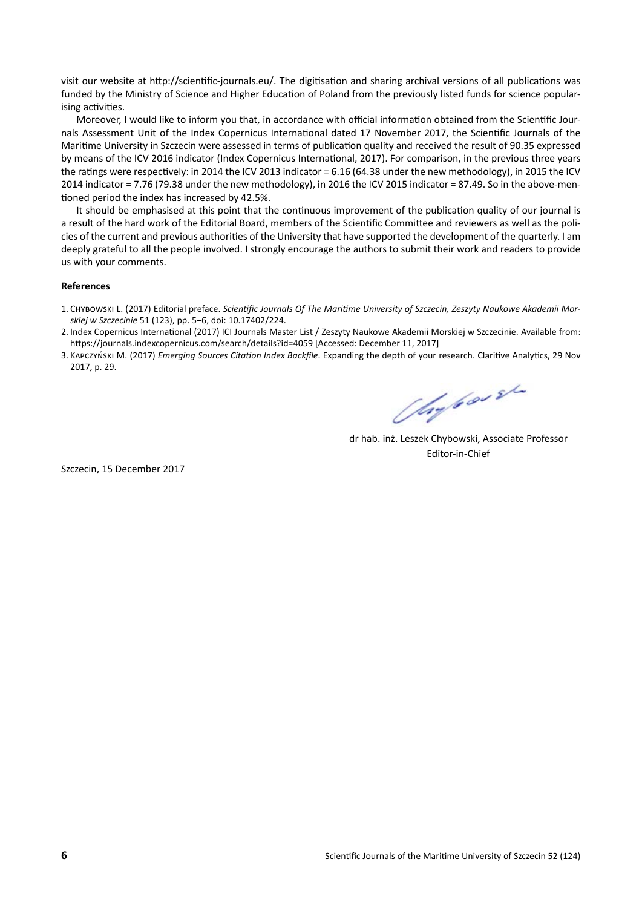visit our website at http://scientific-journals.eu/. The digitisation and sharing archival versions of all publications was funded by the Ministry of Science and Higher Education of Poland from the previously listed funds for science popularising activities.

Moreover, I would like to inform you that, in accordance with official information obtained from the Scientific Journals Assessment Unit of the Index Copernicus International dated 17 November 2017, the Scientific Journals of the Maritime University in Szczecin were assessed in terms of publication quality and received the result of 90.35 expressed by means of the ICV 2016 indicator (Index Copernicus International, 2017). For comparison, in the previous three years the ratings were respectively: in 2014 the ICV 2013 indicator = 6.16 (64.38 under the new methodology), in 2015 the ICV 2014 indicator = 7.76 (79.38 under the new methodology), in 2016 the ICV 2015 indicator = 87.49. So in the above-mentioned period the index has increased by 42.5%.

It should be emphasised at this point that the continuous improvement of the publication quality of our journal is a result of the hard work of the Editorial Board, members of the Scientific Committee and reviewers as well as the policies of the current and previous authorities of the University that have supported the development of the quarterly. I am deeply grateful to all the people involved. I strongly encourage the authors to submit their work and readers to provide us with your comments.

**References**

1. Chybowski L. (2017) Editorial preface. *Scientific Journals Of The Maritime University of Szczecin, Zeszyty Naukowe Akademii Morskiej w Szczecinie* 51 (123), pp. 5–6, doi: 10.17402/224.
2. Index Copernicus International (2017) ICI Journals Master List / Zeszyty Naukowe Akademii Morskiej w Szczecinie. Available from: https://journals.indexcopernicus.com/search/details?id=4059 [Accessed: December 11, 2017]
3. Kapczyński M. (2017) *Emerging Sources Citation Index Backfile*. Expanding the depth of your research. Claritive Analytics, 29 Nov 2017, p. 29.

dr hab. inż. Leszek Chybowski, Associate Professor
Editor-in-Chief

Szczecin, 15 December 2017